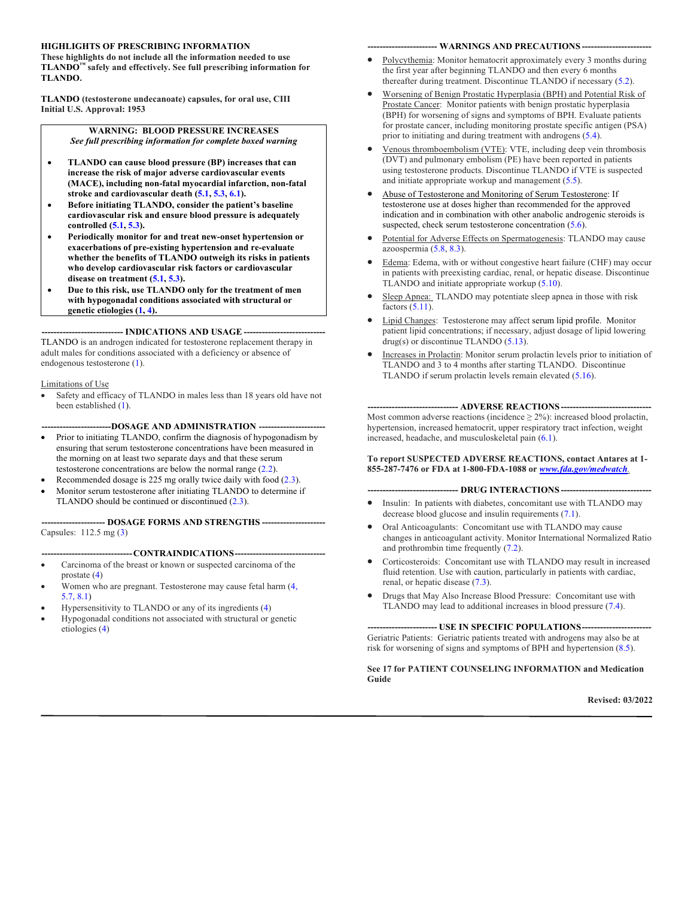**HIGHLIGHTS OF PRESCRIBING INFORMATION**
**These highlights do not include all the information needed to use TLANDO™ safely and effectively. See full prescribing information for TLANDO.**

**TLANDO (testosterone undecanoate) capsules, for oral use, CIII**
**Initial U.S. Approval: 1953**

> **WARNING: BLOOD PRESSURE INCREASES**
> ***See full prescribing information for complete boxed warning***
>
> - **TLANDO can cause blood pressure (BP) increases that can increase the risk of major adverse cardiovascular events (MACE), including non-fatal myocardial infarction, non-fatal stroke and cardiovascular death (5.1, 5.3, 6.1).**
> - **Before initiating TLANDO, consider the patient's baseline cardiovascular risk and ensure blood pressure is adequately controlled (5.1, 5.3).**
> - **Periodically monitor for and treat new-onset hypertension or exacerbations of pre-existing hypertension and re-evaluate whether the benefits of TLANDO outweigh its risks in patients who develop cardiovascular risk factors or cardiovascular disease on treatment (5.1, 5.3).**
> - **Due to this risk, use TLANDO only for the treatment of men with hypogonadal conditions associated with structural or genetic etiologies (1, 4).**

## INDICATIONS AND USAGE

TLANDO is an androgen indicated for testosterone replacement therapy in adult males for conditions associated with a deficiency or absence of endogenous testosterone (1).

Limitations of Use

- Safety and efficacy of TLANDO in males less than 18 years old have not been established (1).

## DOSAGE AND ADMINISTRATION

- Prior to initiating TLANDO, confirm the diagnosis of hypogonadism by ensuring that serum testosterone concentrations have been measured in the morning on at least two separate days and that these serum testosterone concentrations are below the normal range (2.2).
- Recommended dosage is 225 mg orally twice daily with food (2.3).
- Monitor serum testosterone after initiating TLANDO to determine if TLANDO should be continued or discontinued (2.3).

## DOSAGE FORMS AND STRENGTHS

Capsules: 112.5 mg (3)

## CONTRAINDICATIONS

- Carcinoma of the breast or known or suspected carcinoma of the prostate (4)
- Women who are pregnant. Testosterone may cause fetal harm (4, 5.7, 8.1)
- Hypersensitivity to TLANDO or any of its ingredients (4)
- Hypogonadal conditions not associated with structural or genetic etiologies (4)

## WARNINGS AND PRECAUTIONS

- Polycythemia: Monitor hematocrit approximately every 3 months during the first year after beginning TLANDO and then every 6 months thereafter during treatment. Discontinue TLANDO if necessary (5.2).
- Worsening of Benign Prostatic Hyperplasia (BPH) and Potential Risk of Prostate Cancer: Monitor patients with benign prostatic hyperplasia (BPH) for worsening of signs and symptoms of BPH. Evaluate patients for prostate cancer, including monitoring prostate specific antigen (PSA) prior to initiating and during treatment with androgens (5.4).
- Venous thromboembolism (VTE): VTE, including deep vein thrombosis (DVT) and pulmonary embolism (PE) have been reported in patients using testosterone products. Discontinue TLANDO if VTE is suspected and initiate appropriate workup and management (5.5).
- Abuse of Testosterone and Monitoring of Serum Testosterone: If testosterone use at doses higher than recommended for the approved indication and in combination with other anabolic androgenic steroids is suspected, check serum testosterone concentration (5.6).
- Potential for Adverse Effects on Spermatogenesis: TLANDO may cause azoospermia (5.8, 8.3).
- Edema: Edema, with or without congestive heart failure (CHF) may occur in patients with preexisting cardiac, renal, or hepatic disease. Discontinue TLANDO and initiate appropriate workup (5.10).
- Sleep Apnea: TLANDO may potentiate sleep apnea in those with risk factors (5.11).
- Lipid Changes: Testosterone may affect serum lipid profile. Monitor patient lipid concentrations; if necessary, adjust dosage of lipid lowering drug(s) or discontinue TLANDO (5.13).
- Increases in Prolactin: Monitor serum prolactin levels prior to initiation of TLANDO and 3 to 4 months after starting TLANDO. Discontinue TLANDO if serum prolactin levels remain elevated (5.16).

## ADVERSE REACTIONS

Most common adverse reactions (incidence ≥ 2%): increased blood prolactin, hypertension, increased hematocrit, upper respiratory tract infection, weight increased, headache, and musculoskeletal pain (6.1).

**To report SUSPECTED ADVERSE REACTIONS, contact Antares at 1-855-287-7476 or FDA at 1-800-FDA-1088 or *www.fda.gov/medwatch*.**

## DRUG INTERACTIONS

- Insulin: In patients with diabetes, concomitant use with TLANDO may decrease blood glucose and insulin requirements (7.1).
- Oral Anticoagulants: Concomitant use with TLANDO may cause changes in anticoagulant activity. Monitor International Normalized Ratio and prothrombin time frequently (7.2).
- Corticosteroids: Concomitant use with TLANDO may result in increased fluid retention. Use with caution, particularly in patients with cardiac, renal, or hepatic disease (7.3).
- Drugs that May Also Increase Blood Pressure: Concomitant use with TLANDO may lead to additional increases in blood pressure (7.4).

## USE IN SPECIFIC POPULATIONS

Geriatric Patients: Geriatric patients treated with androgens may also be at risk for worsening of signs and symptoms of BPH and hypertension (8.5).

**See 17 for PATIENT COUNSELING INFORMATION and Medication Guide**

**Revised: 03/2022**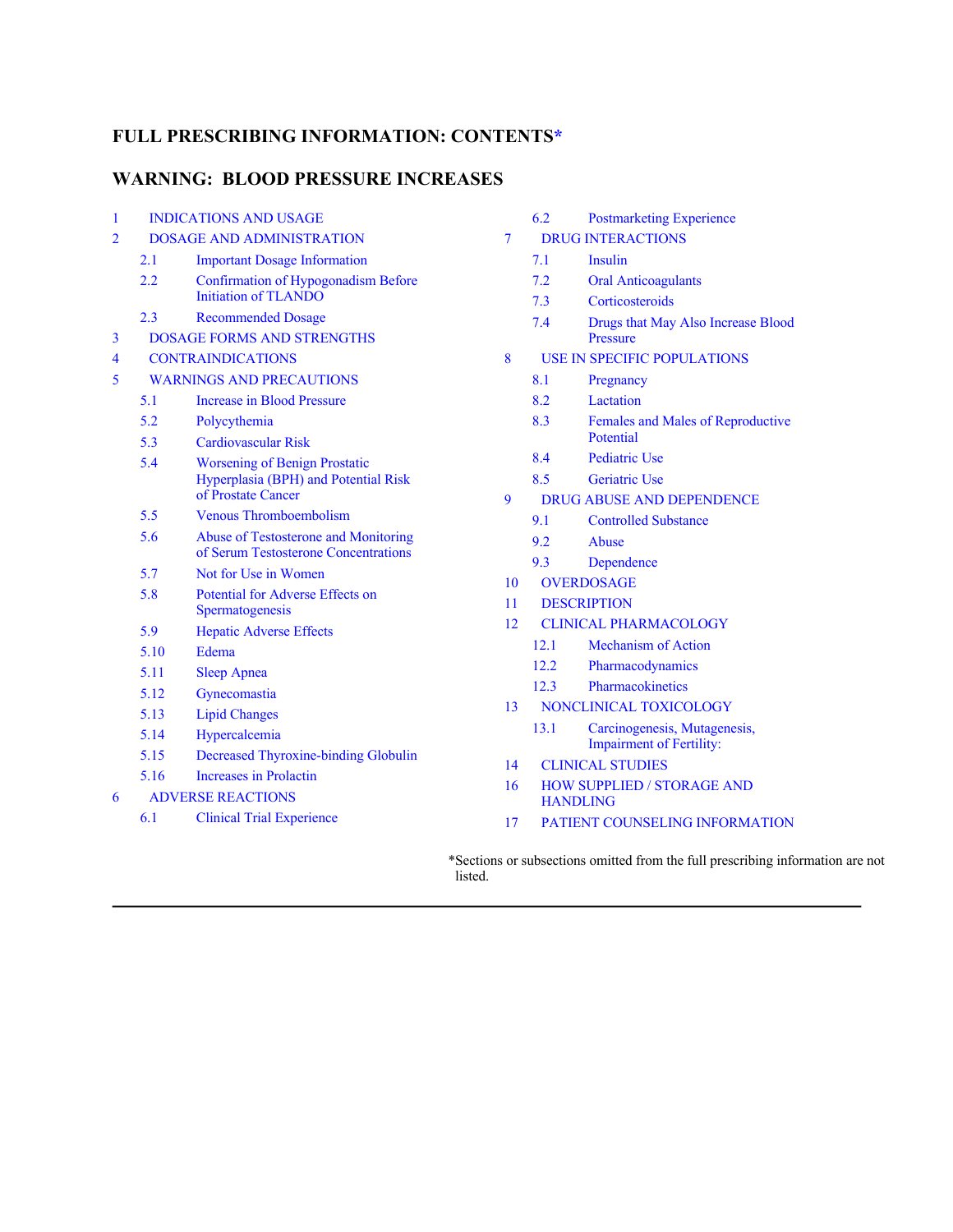## FULL PRESCRIBING INFORMATION: CONTENTS*

## WARNING: BLOOD PRESSURE INCREASES

1 INDICATIONS AND USAGE

2 DOSAGE AND ADMINISTRATION

- 2.1 Important Dosage Information
- 2.2 Confirmation of Hypogonadism Before Initiation of TLANDO
- 2.3 Recommended Dosage

3 DOSAGE FORMS AND STRENGTHS

4 CONTRAINDICATIONS

5 WARNINGS AND PRECAUTIONS

- 5.1 Increase in Blood Pressure
- 5.2 Polycythemia
- 5.3 Cardiovascular Risk
- 5.4 Worsening of Benign Prostatic Hyperplasia (BPH) and Potential Risk of Prostate Cancer
- 5.5 Venous Thromboembolism
- 5.6 Abuse of Testosterone and Monitoring of Serum Testosterone Concentrations
- 5.7 Not for Use in Women
- 5.8 Potential for Adverse Effects on Spermatogenesis
- 5.9 Hepatic Adverse Effects
- 5.10 Edema
- 5.11 Sleep Apnea
- 5.12 Gynecomastia
- 5.13 Lipid Changes
- 5.14 Hypercalcemia
- 5.15 Decreased Thyroxine-binding Globulin
- 5.16 Increases in Prolactin

6 ADVERSE REACTIONS

- 6.1 Clinical Trial Experience
- 6.2 Postmarketing Experience

7 DRUG INTERACTIONS

- 7.1 Insulin
- 7.2 Oral Anticoagulants
- 7.3 Corticosteroids
- 7.4 Drugs that May Also Increase Blood Pressure

8 USE IN SPECIFIC POPULATIONS

- 8.1 Pregnancy
- 8.2 Lactation
- 8.3 Females and Males of Reproductive Potential
- 8.4 Pediatric Use
- 8.5 Geriatric Use

9 DRUG ABUSE AND DEPENDENCE

- 9.1 Controlled Substance
- 9.2 Abuse
- 9.3 Dependence

10 OVERDOSAGE

11 DESCRIPTION

12 CLINICAL PHARMACOLOGY

- 12.1 Mechanism of Action
- 12.2 Pharmacodynamics
- 12.3 Pharmacokinetics

13 NONCLINICAL TOXICOLOGY

- 13.1 Carcinogenesis, Mutagenesis, Impairment of Fertility:

14 CLINICAL STUDIES

16 HOW SUPPLIED / STORAGE AND HANDLING

17 PATIENT COUNSELING INFORMATION

*Sections or subsections omitted from the full prescribing information are not listed.

---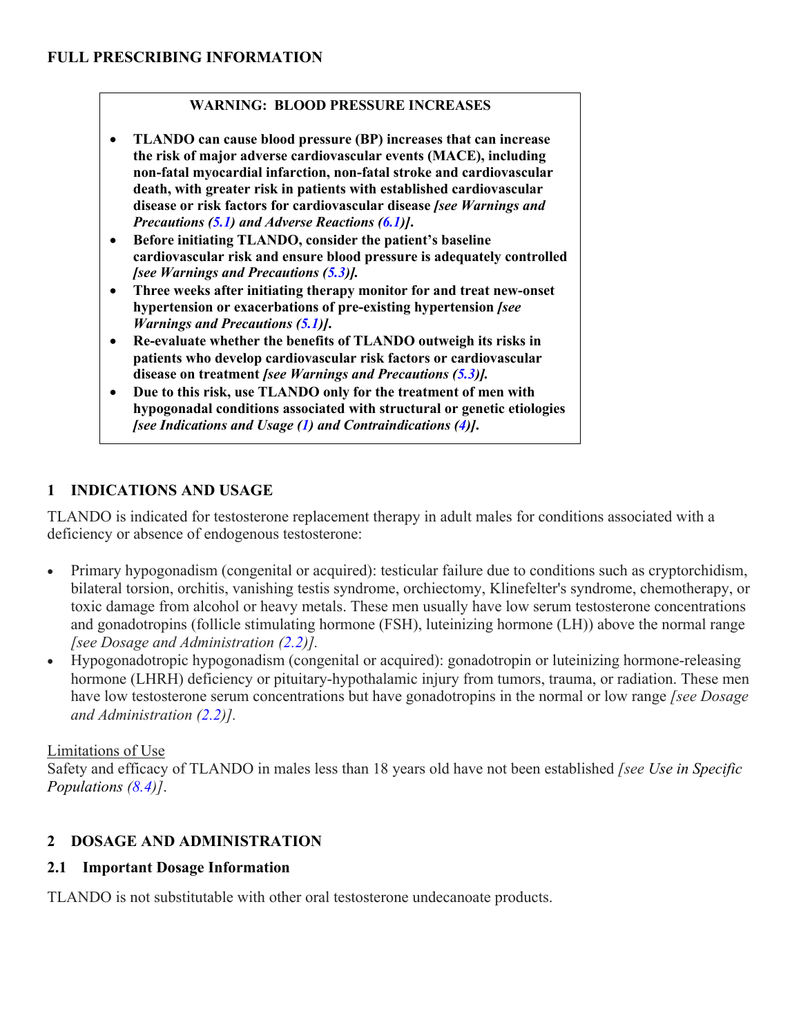# FULL PRESCRIBING INFORMATION

**WARNING: BLOOD PRESSURE INCREASES**

- **TLANDO can cause blood pressure (BP) increases that can increase the risk of major adverse cardiovascular events (MACE), including non-fatal myocardial infarction, non-fatal stroke and cardiovascular death, with greater risk in patients with established cardiovascular disease or risk factors for cardiovascular disease** ***[see Warnings and Precautions (5.1) and Adverse Reactions (6.1)].***
- **Before initiating TLANDO, consider the patient's baseline cardiovascular risk and ensure blood pressure is adequately controlled** ***[see Warnings and Precautions (5.3)].***
- **Three weeks after initiating therapy monitor for and treat new-onset hypertension or exacerbations of pre-existing hypertension** ***[see Warnings and Precautions (5.1)].***
- **Re-evaluate whether the benefits of TLANDO outweigh its risks in patients who develop cardiovascular risk factors or cardiovascular disease on treatment** ***[see Warnings and Precautions (5.3)].***
- **Due to this risk, use TLANDO only for the treatment of men with hypogonadal conditions associated with structural or genetic etiologies** ***[see Indications and Usage (1) and Contraindications (4)].***

## 1 INDICATIONS AND USAGE

TLANDO is indicated for testosterone replacement therapy in adult males for conditions associated with a deficiency or absence of endogenous testosterone:

- Primary hypogonadism (congenital or acquired): testicular failure due to conditions such as cryptorchidism, bilateral torsion, orchitis, vanishing testis syndrome, orchiectomy, Klinefelter's syndrome, chemotherapy, or toxic damage from alcohol or heavy metals. These men usually have low serum testosterone concentrations and gonadotropins (follicle stimulating hormone (FSH), luteinizing hormone (LH)) above the normal range *[see Dosage and Administration (2.2)].*
- Hypogonadotropic hypogonadism (congenital or acquired): gonadotropin or luteinizing hormone-releasing hormone (LHRH) deficiency or pituitary-hypothalamic injury from tumors, trauma, or radiation. These men have low testosterone serum concentrations but have gonadotropins in the normal or low range *[see Dosage and Administration (2.2)].*

Limitations of Use

Safety and efficacy of TLANDO in males less than 18 years old have not been established *[see Use in Specific Populations (8.4)]*.

## 2 DOSAGE AND ADMINISTRATION

### 2.1 Important Dosage Information

TLANDO is not substitutable with other oral testosterone undecanoate products.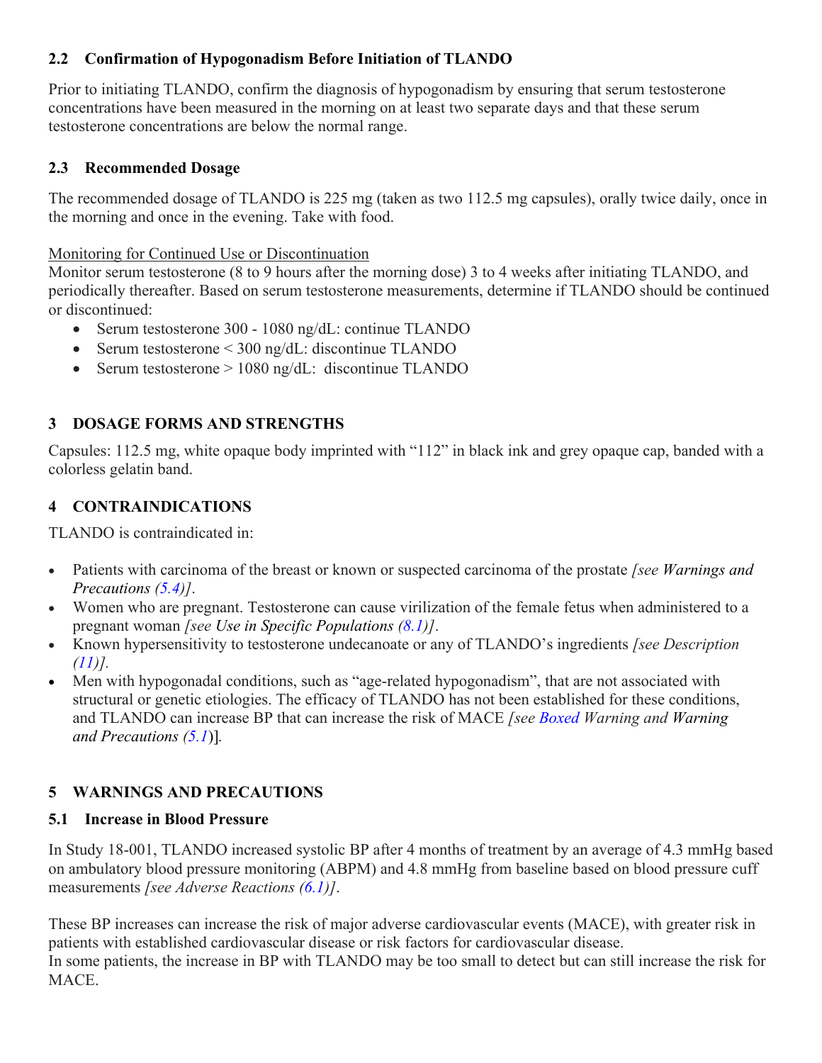### 2.2 Confirmation of Hypogonadism Before Initiation of TLANDO

Prior to initiating TLANDO, confirm the diagnosis of hypogonadism by ensuring that serum testosterone concentrations have been measured in the morning on at least two separate days and that these serum testosterone concentrations are below the normal range.

### 2.3 Recommended Dosage

The recommended dosage of TLANDO is 225 mg (taken as two 112.5 mg capsules), orally twice daily, once in the morning and once in the evening. Take with food.

Monitoring for Continued Use or Discontinuation

Monitor serum testosterone (8 to 9 hours after the morning dose) 3 to 4 weeks after initiating TLANDO, and periodically thereafter. Based on serum testosterone measurements, determine if TLANDO should be continued or discontinued:

- Serum testosterone 300 - 1080 ng/dL: continue TLANDO
- Serum testosterone < 300 ng/dL: discontinue TLANDO
- Serum testosterone > 1080 ng/dL: discontinue TLANDO

## 3 DOSAGE FORMS AND STRENGTHS

Capsules: 112.5 mg, white opaque body imprinted with "112" in black ink and grey opaque cap, banded with a colorless gelatin band.

## 4 CONTRAINDICATIONS

TLANDO is contraindicated in:

- Patients with carcinoma of the breast or known or suspected carcinoma of the prostate *[see Warnings and Precautions (5.4)]*.
- Women who are pregnant. Testosterone can cause virilization of the female fetus when administered to a pregnant woman *[see Use in Specific Populations (8.1)]*.
- Known hypersensitivity to testosterone undecanoate or any of TLANDO's ingredients *[see Description (11)].*
- Men with hypogonadal conditions, such as "age-related hypogonadism", that are not associated with structural or genetic etiologies. The efficacy of TLANDO has not been established for these conditions, and TLANDO can increase BP that can increase the risk of MACE *[see Boxed Warning and Warning and Precautions (5.1)]*.

## 5 WARNINGS AND PRECAUTIONS

### 5.1 Increase in Blood Pressure

In Study 18-001, TLANDO increased systolic BP after 4 months of treatment by an average of 4.3 mmHg based on ambulatory blood pressure monitoring (ABPM) and 4.8 mmHg from baseline based on blood pressure cuff measurements *[see Adverse Reactions (6.1)]*.

These BP increases can increase the risk of major adverse cardiovascular events (MACE), with greater risk in patients with established cardiovascular disease or risk factors for cardiovascular disease.
In some patients, the increase in BP with TLANDO may be too small to detect but can still increase the risk for MACE.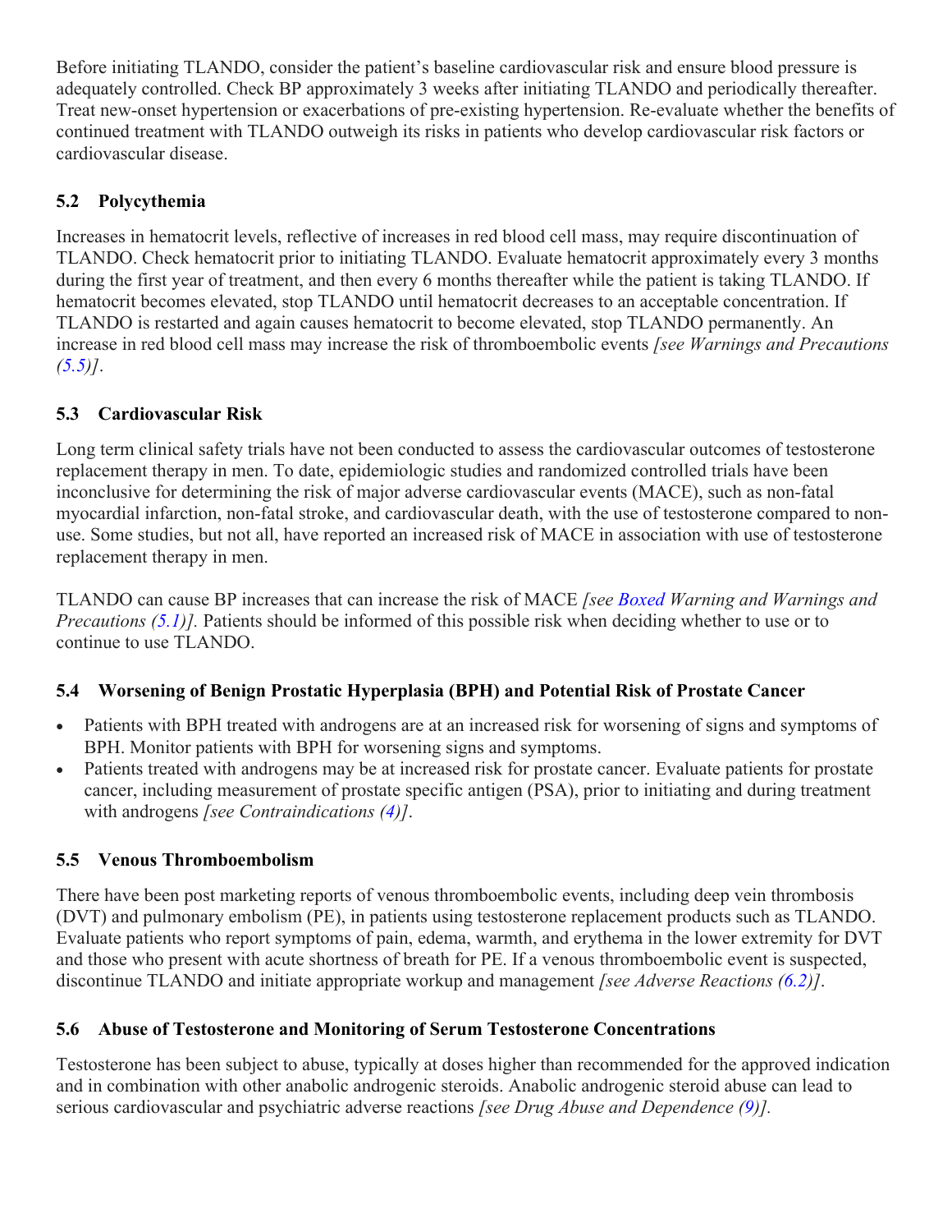Before initiating TLANDO, consider the patient's baseline cardiovascular risk and ensure blood pressure is adequately controlled. Check BP approximately 3 weeks after initiating TLANDO and periodically thereafter. Treat new-onset hypertension or exacerbations of pre-existing hypertension. Re-evaluate whether the benefits of continued treatment with TLANDO outweigh its risks in patients who develop cardiovascular risk factors or cardiovascular disease.

### 5.2 Polycythemia

Increases in hematocrit levels, reflective of increases in red blood cell mass, may require discontinuation of TLANDO. Check hematocrit prior to initiating TLANDO. Evaluate hematocrit approximately every 3 months during the first year of treatment, and then every 6 months thereafter while the patient is taking TLANDO. If hematocrit becomes elevated, stop TLANDO until hematocrit decreases to an acceptable concentration. If TLANDO is restarted and again causes hematocrit to become elevated, stop TLANDO permanently. An increase in red blood cell mass may increase the risk of thromboembolic events *[see Warnings and Precautions (5.5)]*.

### 5.3 Cardiovascular Risk

Long term clinical safety trials have not been conducted to assess the cardiovascular outcomes of testosterone replacement therapy in men. To date, epidemiologic studies and randomized controlled trials have been inconclusive for determining the risk of major adverse cardiovascular events (MACE), such as non-fatal myocardial infarction, non-fatal stroke, and cardiovascular death, with the use of testosterone compared to non-use. Some studies, but not all, have reported an increased risk of MACE in association with use of testosterone replacement therapy in men.

TLANDO can cause BP increases that can increase the risk of MACE *[see Boxed Warning and Warnings and Precautions (5.1)].* Patients should be informed of this possible risk when deciding whether to use or to continue to use TLANDO.

### 5.4 Worsening of Benign Prostatic Hyperplasia (BPH) and Potential Risk of Prostate Cancer

- Patients with BPH treated with androgens are at an increased risk for worsening of signs and symptoms of BPH. Monitor patients with BPH for worsening signs and symptoms.
- Patients treated with androgens may be at increased risk for prostate cancer. Evaluate patients for prostate cancer, including measurement of prostate specific antigen (PSA), prior to initiating and during treatment with androgens *[see Contraindications (4)]*.

### 5.5 Venous Thromboembolism

There have been post marketing reports of venous thromboembolic events, including deep vein thrombosis (DVT) and pulmonary embolism (PE), in patients using testosterone replacement products such as TLANDO. Evaluate patients who report symptoms of pain, edema, warmth, and erythema in the lower extremity for DVT and those who present with acute shortness of breath for PE. If a venous thromboembolic event is suspected, discontinue TLANDO and initiate appropriate workup and management *[see Adverse Reactions (6.2)]*.

### 5.6 Abuse of Testosterone and Monitoring of Serum Testosterone Concentrations

Testosterone has been subject to abuse, typically at doses higher than recommended for the approved indication and in combination with other anabolic androgenic steroids. Anabolic androgenic steroid abuse can lead to serious cardiovascular and psychiatric adverse reactions *[see Drug Abuse and Dependence (9)].*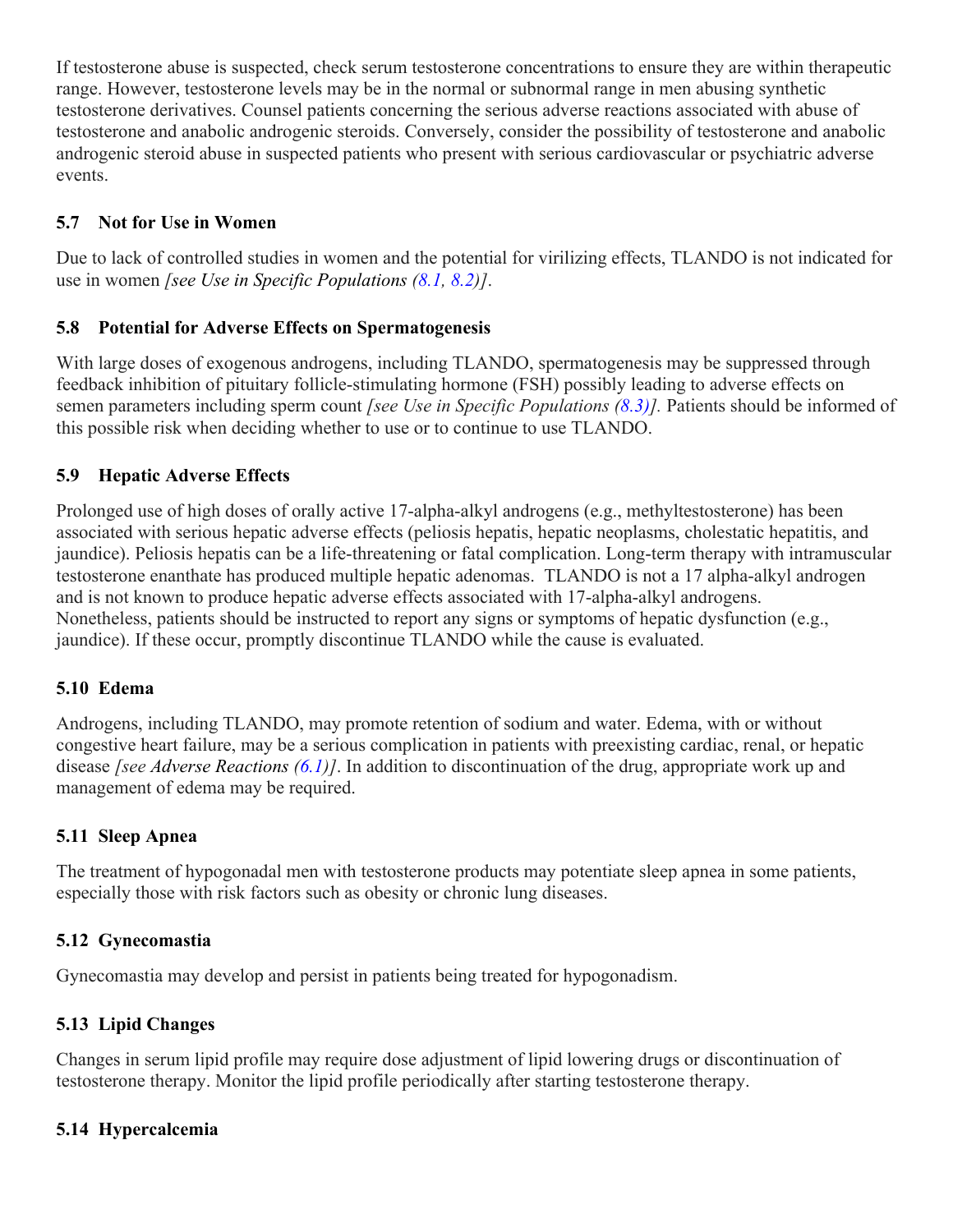If testosterone abuse is suspected, check serum testosterone concentrations to ensure they are within therapeutic range. However, testosterone levels may be in the normal or subnormal range in men abusing synthetic testosterone derivatives. Counsel patients concerning the serious adverse reactions associated with abuse of testosterone and anabolic androgenic steroids. Conversely, consider the possibility of testosterone and anabolic androgenic steroid abuse in suspected patients who present with serious cardiovascular or psychiatric adverse events.

### 5.7 Not for Use in Women

Due to lack of controlled studies in women and the potential for virilizing effects, TLANDO is not indicated for use in women *[see Use in Specific Populations (8.1, 8.2)]*.

### 5.8 Potential for Adverse Effects on Spermatogenesis

With large doses of exogenous androgens, including TLANDO, spermatogenesis may be suppressed through feedback inhibition of pituitary follicle-stimulating hormone (FSH) possibly leading to adverse effects on semen parameters including sperm count *[see Use in Specific Populations (8.3)]*. Patients should be informed of this possible risk when deciding whether to use or to continue to use TLANDO.

### 5.9 Hepatic Adverse Effects

Prolonged use of high doses of orally active 17-alpha-alkyl androgens (e.g., methyltestosterone) has been associated with serious hepatic adverse effects (peliosis hepatis, hepatic neoplasms, cholestatic hepatitis, and jaundice). Peliosis hepatis can be a life-threatening or fatal complication. Long-term therapy with intramuscular testosterone enanthate has produced multiple hepatic adenomas. TLANDO is not a 17 alpha-alkyl androgen and is not known to produce hepatic adverse effects associated with 17-alpha-alkyl androgens. Nonetheless, patients should be instructed to report any signs or symptoms of hepatic dysfunction (e.g., jaundice). If these occur, promptly discontinue TLANDO while the cause is evaluated.

### 5.10 Edema

Androgens, including TLANDO, may promote retention of sodium and water. Edema, with or without congestive heart failure, may be a serious complication in patients with preexisting cardiac, renal, or hepatic disease *[see Adverse Reactions (6.1)]*. In addition to discontinuation of the drug, appropriate work up and management of edema may be required.

### 5.11 Sleep Apnea

The treatment of hypogonadal men with testosterone products may potentiate sleep apnea in some patients, especially those with risk factors such as obesity or chronic lung diseases.

### 5.12 Gynecomastia

Gynecomastia may develop and persist in patients being treated for hypogonadism.

### 5.13 Lipid Changes

Changes in serum lipid profile may require dose adjustment of lipid lowering drugs or discontinuation of testosterone therapy. Monitor the lipid profile periodically after starting testosterone therapy.

### 5.14 Hypercalcemia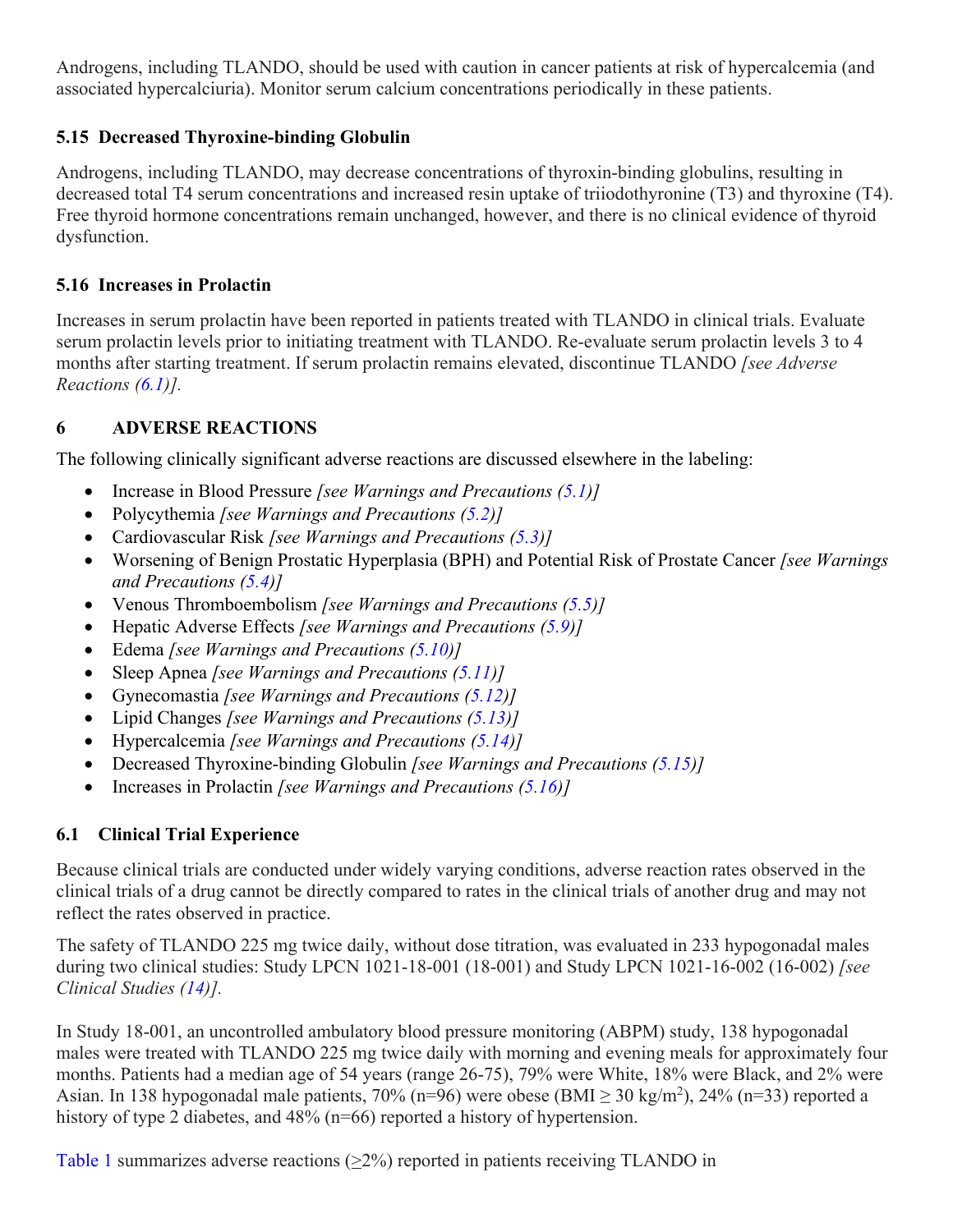Androgens, including TLANDO, should be used with caution in cancer patients at risk of hypercalcemia (and associated hypercalciuria). Monitor serum calcium concentrations periodically in these patients.

### 5.15 Decreased Thyroxine-binding Globulin

Androgens, including TLANDO, may decrease concentrations of thyroxin-binding globulins, resulting in decreased total T4 serum concentrations and increased resin uptake of triiodothyronine (T3) and thyroxine (T4). Free thyroid hormone concentrations remain unchanged, however, and there is no clinical evidence of thyroid dysfunction.

### 5.16 Increases in Prolactin

Increases in serum prolactin have been reported in patients treated with TLANDO in clinical trials. Evaluate serum prolactin levels prior to initiating treatment with TLANDO. Re-evaluate serum prolactin levels 3 to 4 months after starting treatment. If serum prolactin remains elevated, discontinue TLANDO *[see Adverse Reactions (6.1)].*

## 6 ADVERSE REACTIONS

The following clinically significant adverse reactions are discussed elsewhere in the labeling:

- Increase in Blood Pressure *[see Warnings and Precautions (5.1)]*
- Polycythemia *[see Warnings and Precautions (5.2)]*
- Cardiovascular Risk *[see Warnings and Precautions (5.3)]*
- Worsening of Benign Prostatic Hyperplasia (BPH) and Potential Risk of Prostate Cancer *[see Warnings and Precautions (5.4)]*
- Venous Thromboembolism *[see Warnings and Precautions (5.5)]*
- Hepatic Adverse Effects *[see Warnings and Precautions (5.9)]*
- Edema *[see Warnings and Precautions (5.10)]*
- Sleep Apnea *[see Warnings and Precautions (5.11)]*
- Gynecomastia *[see Warnings and Precautions (5.12)]*
- Lipid Changes *[see Warnings and Precautions (5.13)]*
- Hypercalcemia *[see Warnings and Precautions (5.14)]*
- Decreased Thyroxine-binding Globulin *[see Warnings and Precautions (5.15)]*
- Increases in Prolactin *[see Warnings and Precautions (5.16)]*

### 6.1 Clinical Trial Experience

Because clinical trials are conducted under widely varying conditions, adverse reaction rates observed in the clinical trials of a drug cannot be directly compared to rates in the clinical trials of another drug and may not reflect the rates observed in practice.

The safety of TLANDO 225 mg twice daily, without dose titration, was evaluated in 233 hypogonadal males during two clinical studies: Study LPCN 1021-18-001 (18-001) and Study LPCN 1021-16-002 (16-002) *[see Clinical Studies (14)].*

In Study 18-001, an uncontrolled ambulatory blood pressure monitoring (ABPM) study, 138 hypogonadal males were treated with TLANDO 225 mg twice daily with morning and evening meals for approximately four months. Patients had a median age of 54 years (range 26-75), 79% were White, 18% were Black, and 2% were Asian. In 138 hypogonadal male patients, 70% (n=96) were obese (BMI ≥ 30 kg/m$^2$), 24% (n=33) reported a history of type 2 diabetes, and 48% (n=66) reported a history of hypertension.

Table 1 summarizes adverse reactions (≥2%) reported in patients receiving TLANDO in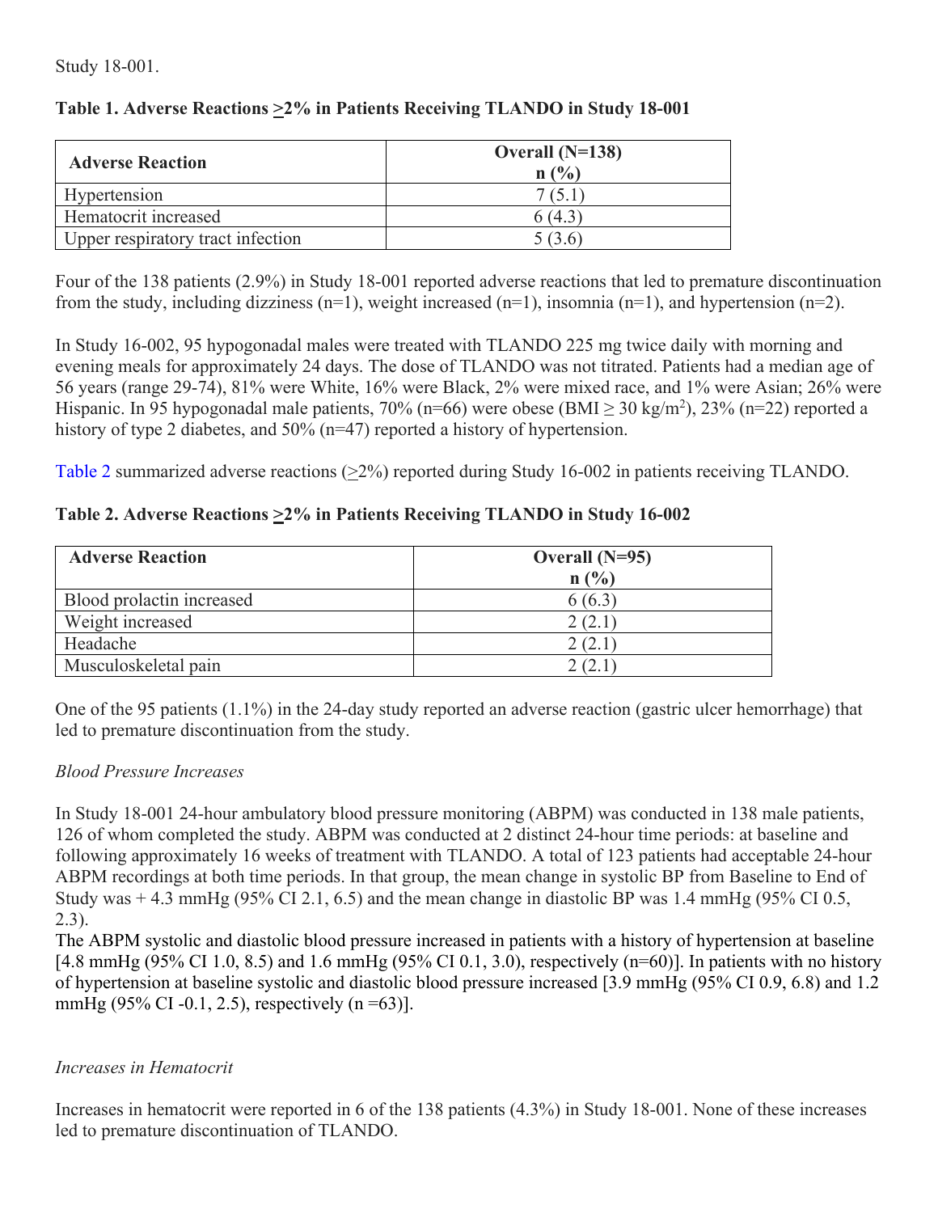Study 18-001.

**Table 1. Adverse Reactions ≥2% in Patients Receiving TLANDO in Study 18-001**

| Adverse Reaction | Overall (N=138) n (%) |
|---|---|
| Hypertension | 7 (5.1) |
| Hematocrit increased | 6 (4.3) |
| Upper respiratory tract infection | 5 (3.6) |

Four of the 138 patients (2.9%) in Study 18-001 reported adverse reactions that led to premature discontinuation from the study, including dizziness (n=1), weight increased (n=1), insomnia (n=1), and hypertension (n=2).

In Study 16-002, 95 hypogonadal males were treated with TLANDO 225 mg twice daily with morning and evening meals for approximately 24 days. The dose of TLANDO was not titrated. Patients had a median age of 56 years (range 29-74), 81% were White, 16% were Black, 2% were mixed race, and 1% were Asian; 26% were Hispanic. In 95 hypogonadal male patients, 70% (n=66) were obese (BMI ≥ 30 kg/m$^2$), 23% (n=22) reported a history of type 2 diabetes, and 50% (n=47) reported a history of hypertension.

Table 2 summarized adverse reactions (≥2%) reported during Study 16-002 in patients receiving TLANDO.

**Table 2. Adverse Reactions ≥2% in Patients Receiving TLANDO in Study 16-002**

| Adverse Reaction | Overall (N=95) n (%) |
|---|---|
| Blood prolactin increased | 6 (6.3) |
| Weight increased | 2 (2.1) |
| Headache | 2 (2.1) |
| Musculoskeletal pain | 2 (2.1) |

One of the 95 patients (1.1%) in the 24-day study reported an adverse reaction (gastric ulcer hemorrhage) that led to premature discontinuation from the study.

*Blood Pressure Increases*

In Study 18-001 24-hour ambulatory blood pressure monitoring (ABPM) was conducted in 138 male patients, 126 of whom completed the study. ABPM was conducted at 2 distinct 24-hour time periods: at baseline and following approximately 16 weeks of treatment with TLANDO. A total of 123 patients had acceptable 24-hour ABPM recordings at both time periods. In that group, the mean change in systolic BP from Baseline to End of Study was + 4.3 mmHg (95% CI 2.1, 6.5) and the mean change in diastolic BP was 1.4 mmHg (95% CI 0.5, 2.3).

The ABPM systolic and diastolic blood pressure increased in patients with a history of hypertension at baseline [4.8 mmHg (95% CI 1.0, 8.5) and 1.6 mmHg (95% CI 0.1, 3.0), respectively (n=60)]. In patients with no history of hypertension at baseline systolic and diastolic blood pressure increased [3.9 mmHg (95% CI 0.9, 6.8) and 1.2 mmHg (95% CI -0.1, 2.5), respectively (n =63)].

*Increases in Hematocrit*

Increases in hematocrit were reported in 6 of the 138 patients (4.3%) in Study 18-001. None of these increases led to premature discontinuation of TLANDO.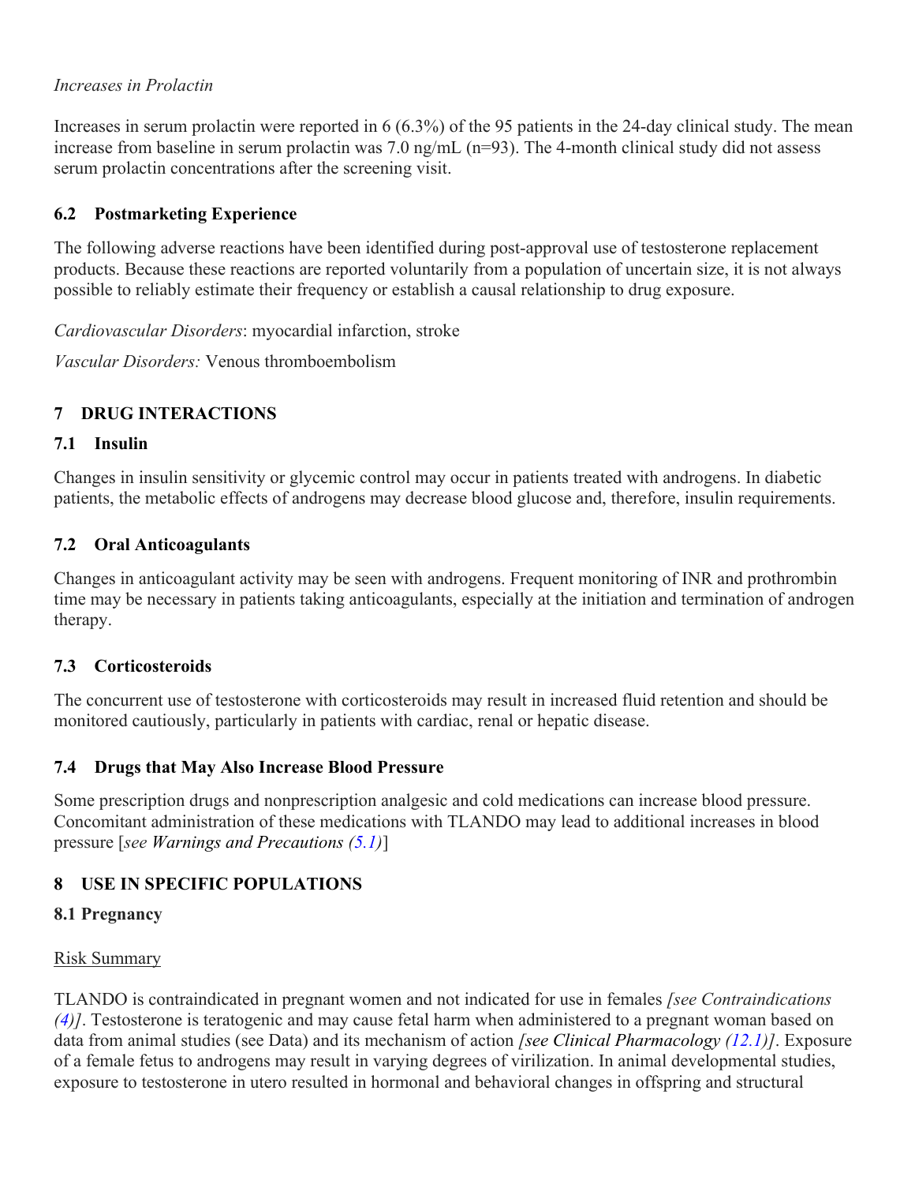*Increases in Prolactin*

Increases in serum prolactin were reported in 6 (6.3%) of the 95 patients in the 24-day clinical study. The mean increase from baseline in serum prolactin was 7.0 ng/mL (n=93). The 4-month clinical study did not assess serum prolactin concentrations after the screening visit.

### 6.2 Postmarketing Experience

The following adverse reactions have been identified during post-approval use of testosterone replacement products. Because these reactions are reported voluntarily from a population of uncertain size, it is not always possible to reliably estimate their frequency or establish a causal relationship to drug exposure.

*Cardiovascular Disorders*: myocardial infarction, stroke

*Vascular Disorders:* Venous thromboembolism

## 7 DRUG INTERACTIONS

### 7.1 Insulin

Changes in insulin sensitivity or glycemic control may occur in patients treated with androgens. In diabetic patients, the metabolic effects of androgens may decrease blood glucose and, therefore, insulin requirements.

### 7.2 Oral Anticoagulants

Changes in anticoagulant activity may be seen with androgens. Frequent monitoring of INR and prothrombin time may be necessary in patients taking anticoagulants, especially at the initiation and termination of androgen therapy.

### 7.3 Corticosteroids

The concurrent use of testosterone with corticosteroids may result in increased fluid retention and should be monitored cautiously, particularly in patients with cardiac, renal or hepatic disease.

### 7.4 Drugs that May Also Increase Blood Pressure

Some prescription drugs and nonprescription analgesic and cold medications can increase blood pressure. Concomitant administration of these medications with TLANDO may lead to additional increases in blood pressure [*see Warnings and Precautions (5.1)*]

## 8 USE IN SPECIFIC POPULATIONS

### 8.1 Pregnancy

Risk Summary

TLANDO is contraindicated in pregnant women and not indicated for use in females *[see Contraindications (4)]*. Testosterone is teratogenic and may cause fetal harm when administered to a pregnant woman based on data from animal studies (see Data) and its mechanism of action *[see Clinical Pharmacology (12.1)]*. Exposure of a female fetus to androgens may result in varying degrees of virilization. In animal developmental studies, exposure to testosterone in utero resulted in hormonal and behavioral changes in offspring and structural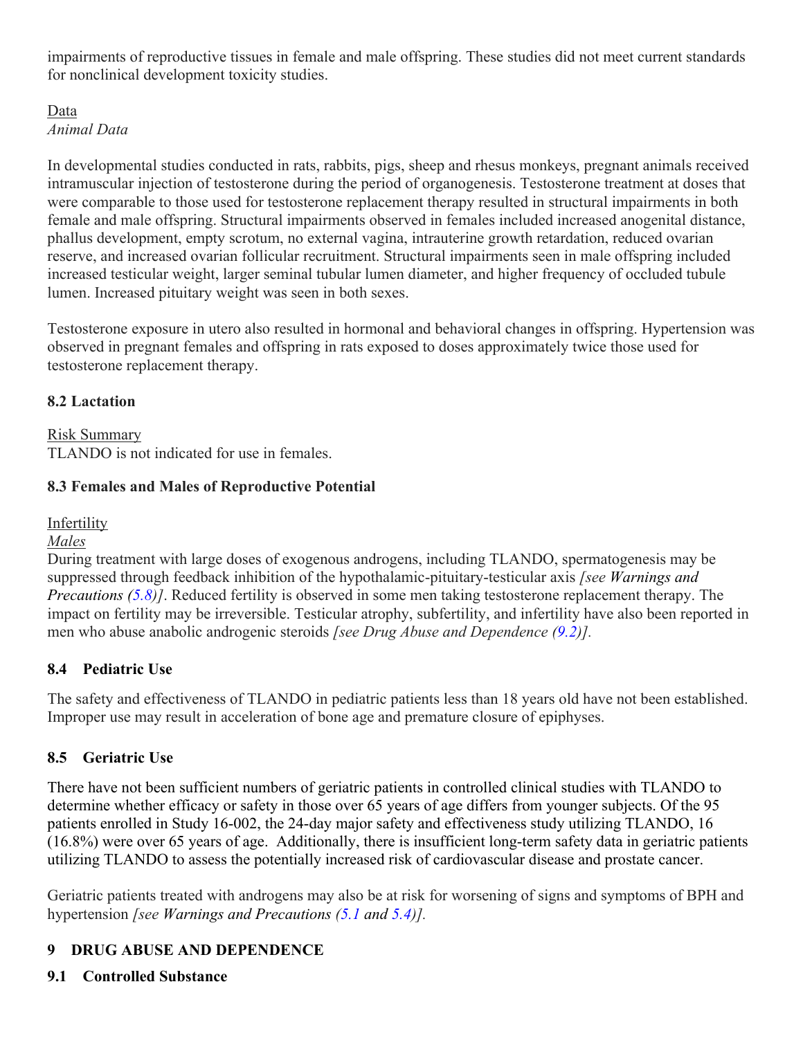impairments of reproductive tissues in female and male offspring. These studies did not meet current standards for nonclinical development toxicity studies.

Data

*Animal Data*

In developmental studies conducted in rats, rabbits, pigs, sheep and rhesus monkeys, pregnant animals received intramuscular injection of testosterone during the period of organogenesis. Testosterone treatment at doses that were comparable to those used for testosterone replacement therapy resulted in structural impairments in both female and male offspring. Structural impairments observed in females included increased anogenital distance, phallus development, empty scrotum, no external vagina, intrauterine growth retardation, reduced ovarian reserve, and increased ovarian follicular recruitment. Structural impairments seen in male offspring included increased testicular weight, larger seminal tubular lumen diameter, and higher frequency of occluded tubule lumen. Increased pituitary weight was seen in both sexes.

Testosterone exposure in utero also resulted in hormonal and behavioral changes in offspring. Hypertension was observed in pregnant females and offspring in rats exposed to doses approximately twice those used for testosterone replacement therapy.

### 8.2 Lactation

Risk Summary

TLANDO is not indicated for use in females.

### 8.3 Females and Males of Reproductive Potential

Infertility

*Males*

During treatment with large doses of exogenous androgens, including TLANDO, spermatogenesis may be suppressed through feedback inhibition of the hypothalamic-pituitary-testicular axis *[see Warnings and Precautions (5.8)]*. Reduced fertility is observed in some men taking testosterone replacement therapy. The impact on fertility may be irreversible. Testicular atrophy, subfertility, and infertility have also been reported in men who abuse anabolic androgenic steroids *[see Drug Abuse and Dependence (9.2)].*

### 8.4 Pediatric Use

The safety and effectiveness of TLANDO in pediatric patients less than 18 years old have not been established. Improper use may result in acceleration of bone age and premature closure of epiphyses.

### 8.5 Geriatric Use

There have not been sufficient numbers of geriatric patients in controlled clinical studies with TLANDO to determine whether efficacy or safety in those over 65 years of age differs from younger subjects. Of the 95 patients enrolled in Study 16-002, the 24-day major safety and effectiveness study utilizing TLANDO, 16 (16.8%) were over 65 years of age. Additionally, there is insufficient long-term safety data in geriatric patients utilizing TLANDO to assess the potentially increased risk of cardiovascular disease and prostate cancer.

Geriatric patients treated with androgens may also be at risk for worsening of signs and symptoms of BPH and hypertension *[see Warnings and Precautions (5.1 and 5.4)].*

## 9 DRUG ABUSE AND DEPENDENCE

### 9.1 Controlled Substance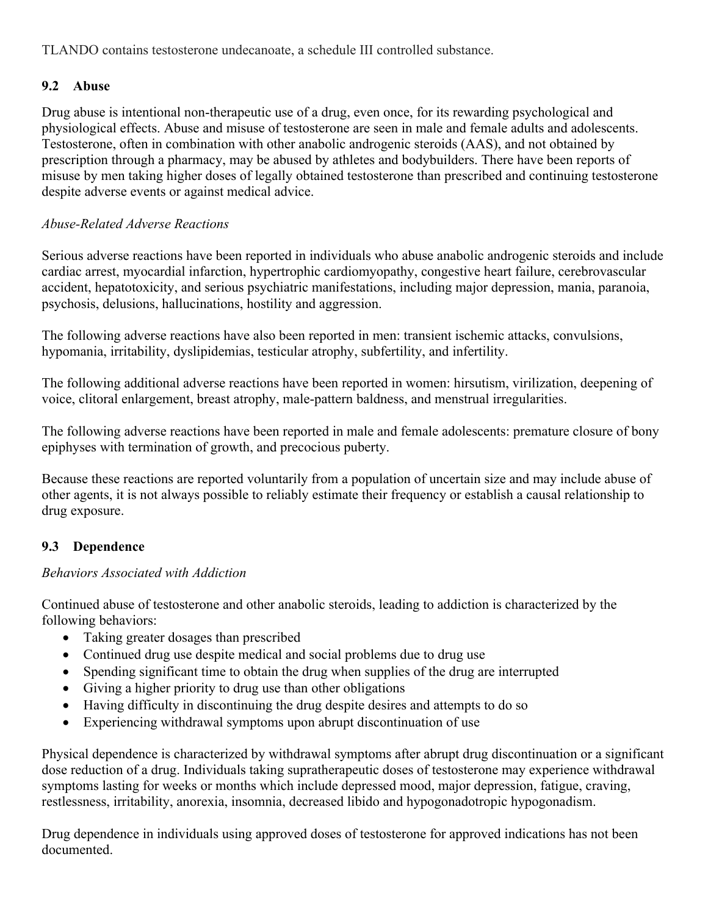TLANDO contains testosterone undecanoate, a schedule III controlled substance.

### 9.2 Abuse

Drug abuse is intentional non-therapeutic use of a drug, even once, for its rewarding psychological and physiological effects. Abuse and misuse of testosterone are seen in male and female adults and adolescents. Testosterone, often in combination with other anabolic androgenic steroids (AAS), and not obtained by prescription through a pharmacy, may be abused by athletes and bodybuilders. There have been reports of misuse by men taking higher doses of legally obtained testosterone than prescribed and continuing testosterone despite adverse events or against medical advice.

*Abuse-Related Adverse Reactions*

Serious adverse reactions have been reported in individuals who abuse anabolic androgenic steroids and include cardiac arrest, myocardial infarction, hypertrophic cardiomyopathy, congestive heart failure, cerebrovascular accident, hepatotoxicity, and serious psychiatric manifestations, including major depression, mania, paranoia, psychosis, delusions, hallucinations, hostility and aggression.

The following adverse reactions have also been reported in men: transient ischemic attacks, convulsions, hypomania, irritability, dyslipidemias, testicular atrophy, subfertility, and infertility.

The following additional adverse reactions have been reported in women: hirsutism, virilization, deepening of voice, clitoral enlargement, breast atrophy, male-pattern baldness, and menstrual irregularities.

The following adverse reactions have been reported in male and female adolescents: premature closure of bony epiphyses with termination of growth, and precocious puberty.

Because these reactions are reported voluntarily from a population of uncertain size and may include abuse of other agents, it is not always possible to reliably estimate their frequency or establish a causal relationship to drug exposure.

### 9.3 Dependence

*Behaviors Associated with Addiction*

Continued abuse of testosterone and other anabolic steroids, leading to addiction is characterized by the following behaviors:

- Taking greater dosages than prescribed
- Continued drug use despite medical and social problems due to drug use
- Spending significant time to obtain the drug when supplies of the drug are interrupted
- Giving a higher priority to drug use than other obligations
- Having difficulty in discontinuing the drug despite desires and attempts to do so
- Experiencing withdrawal symptoms upon abrupt discontinuation of use

Physical dependence is characterized by withdrawal symptoms after abrupt drug discontinuation or a significant dose reduction of a drug. Individuals taking supratherapeutic doses of testosterone may experience withdrawal symptoms lasting for weeks or months which include depressed mood, major depression, fatigue, craving, restlessness, irritability, anorexia, insomnia, decreased libido and hypogonadotropic hypogonadism.

Drug dependence in individuals using approved doses of testosterone for approved indications has not been documented.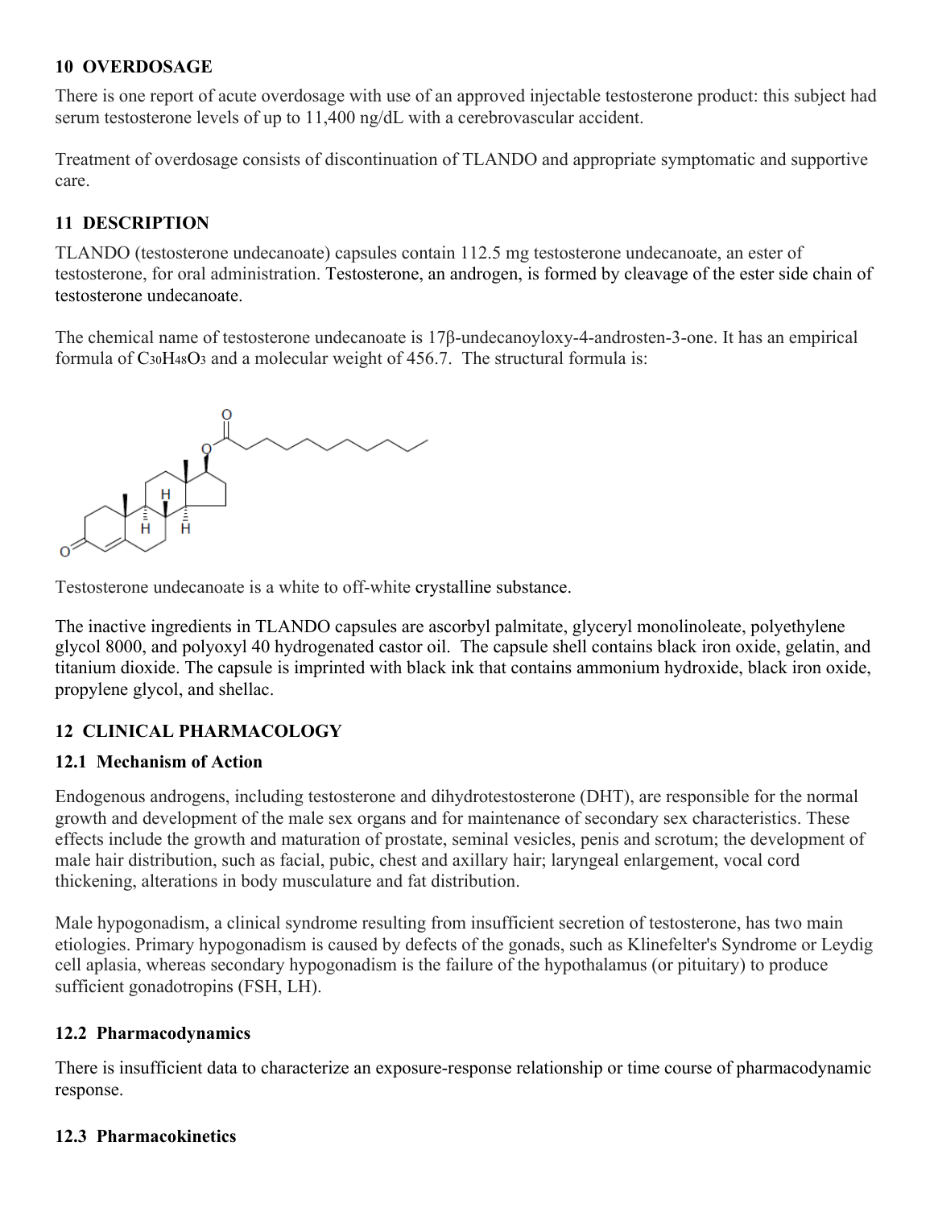## 10 OVERDOSAGE

There is one report of acute overdosage with use of an approved injectable testosterone product: this subject had serum testosterone levels of up to 11,400 ng/dL with a cerebrovascular accident.

Treatment of overdosage consists of discontinuation of TLANDO and appropriate symptomatic and supportive care.

## 11 DESCRIPTION

TLANDO (testosterone undecanoate) capsules contain 112.5 mg testosterone undecanoate, an ester of testosterone, for oral administration. Testosterone, an androgen, is formed by cleavage of the ester side chain of testosterone undecanoate.

The chemical name of testosterone undecanoate is 17β-undecanoyloxy-4-androsten-3-one. It has an empirical formula of $C_{30}H_{48}O_3$ and a molecular weight of 456.7. The structural formula is:

Testosterone undecanoate is a white to off-white crystalline substance.

The inactive ingredients in TLANDO capsules are ascorbyl palmitate, glyceryl monolinoleate, polyethylene glycol 8000, and polyoxyl 40 hydrogenated castor oil. The capsule shell contains black iron oxide, gelatin, and titanium dioxide. The capsule is imprinted with black ink that contains ammonium hydroxide, black iron oxide, propylene glycol, and shellac.

## 12 CLINICAL PHARMACOLOGY

### 12.1 Mechanism of Action

Endogenous androgens, including testosterone and dihydrotestosterone (DHT), are responsible for the normal growth and development of the male sex organs and for maintenance of secondary sex characteristics. These effects include the growth and maturation of prostate, seminal vesicles, penis and scrotum; the development of male hair distribution, such as facial, pubic, chest and axillary hair; laryngeal enlargement, vocal cord thickening, alterations in body musculature and fat distribution.

Male hypogonadism, a clinical syndrome resulting from insufficient secretion of testosterone, has two main etiologies. Primary hypogonadism is caused by defects of the gonads, such as Klinefelter's Syndrome or Leydig cell aplasia, whereas secondary hypogonadism is the failure of the hypothalamus (or pituitary) to produce sufficient gonadotropins (FSH, LH).

### 12.2 Pharmacodynamics

There is insufficient data to characterize an exposure-response relationship or time course of pharmacodynamic response.

### 12.3 Pharmacokinetics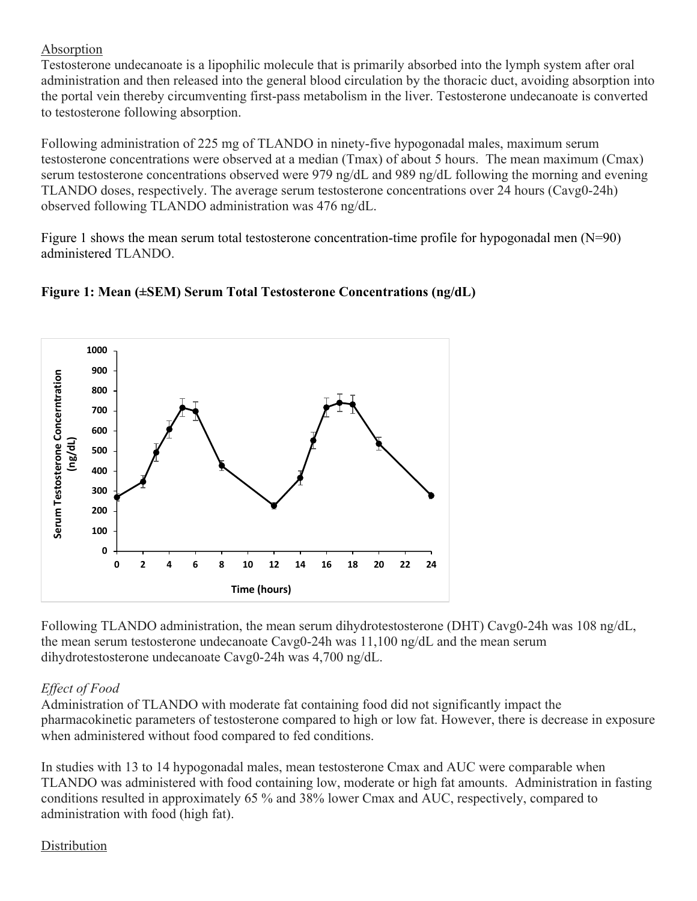Absorption

Testosterone undecanoate is a lipophilic molecule that is primarily absorbed into the lymph system after oral administration and then released into the general blood circulation by the thoracic duct, avoiding absorption into the portal vein thereby circumventing first-pass metabolism in the liver. Testosterone undecanoate is converted to testosterone following absorption.

Following administration of 225 mg of TLANDO in ninety-five hypogonadal males, maximum serum testosterone concentrations were observed at a median (Tmax) of about 5 hours. The mean maximum (Cmax) serum testosterone concentrations observed were 979 ng/dL and 989 ng/dL following the morning and evening TLANDO doses, respectively. The average serum testosterone concentrations over 24 hours (Cavg0-24h) observed following TLANDO administration was 476 ng/dL.

Figure 1 shows the mean serum total testosterone concentration-time profile for hypogonadal men (N=90) administered TLANDO.

**Figure 1: Mean (±SEM) Serum Total Testosterone Concentrations (ng/dL)**

Following TLANDO administration, the mean serum dihydrotestosterone (DHT) Cavg0-24h was 108 ng/dL, the mean serum testosterone undecanoate Cavg0-24h was 11,100 ng/dL and the mean serum dihydrotestosterone undecanoate Cavg0-24h was 4,700 ng/dL.

*Effect of Food*

Administration of TLANDO with moderate fat containing food did not significantly impact the pharmacokinetic parameters of testosterone compared to high or low fat. However, there is decrease in exposure when administered without food compared to fed conditions.

In studies with 13 to 14 hypogonadal males, mean testosterone Cmax and AUC were comparable when TLANDO was administered with food containing low, moderate or high fat amounts. Administration in fasting conditions resulted in approximately 65 % and 38% lower Cmax and AUC, respectively, compared to administration with food (high fat).

Distribution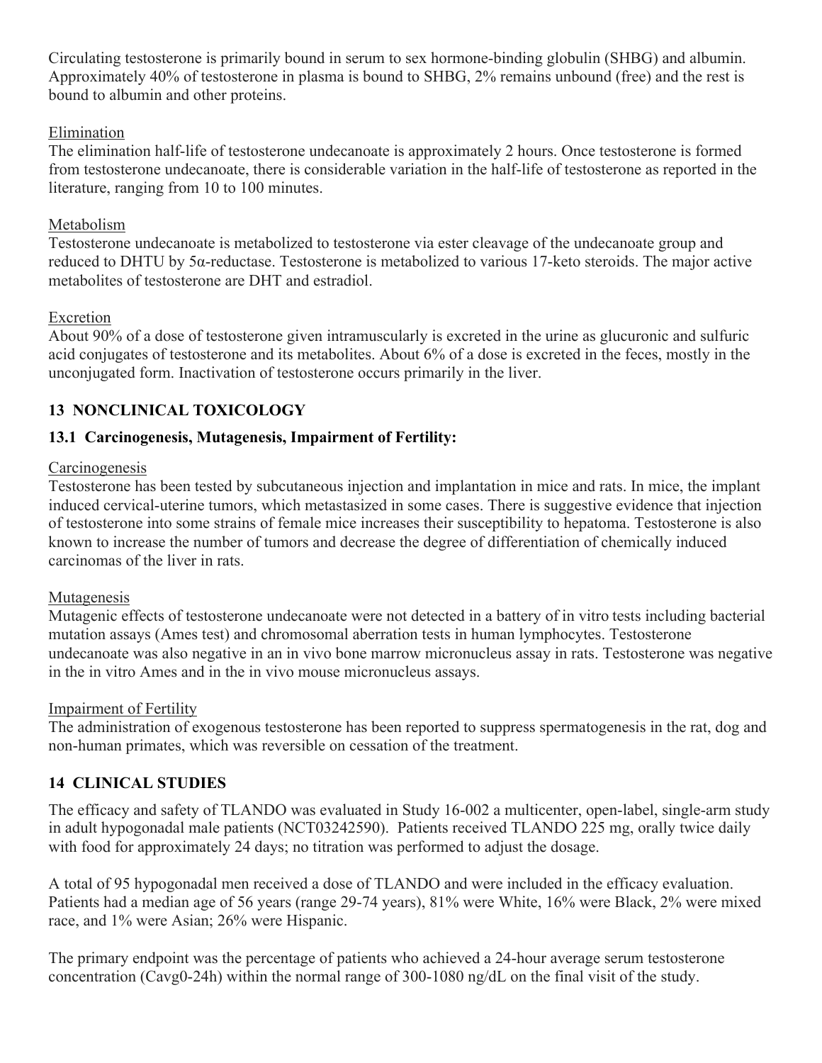Circulating testosterone is primarily bound in serum to sex hormone-binding globulin (SHBG) and albumin. Approximately 40% of testosterone in plasma is bound to SHBG, 2% remains unbound (free) and the rest is bound to albumin and other proteins.

Elimination

The elimination half-life of testosterone undecanoate is approximately 2 hours. Once testosterone is formed from testosterone undecanoate, there is considerable variation in the half-life of testosterone as reported in the literature, ranging from 10 to 100 minutes.

Metabolism

Testosterone undecanoate is metabolized to testosterone via ester cleavage of the undecanoate group and reduced to DHTU by 5α-reductase. Testosterone is metabolized to various 17-keto steroids. The major active metabolites of testosterone are DHT and estradiol.

Excretion

About 90% of a dose of testosterone given intramuscularly is excreted in the urine as glucuronic and sulfuric acid conjugates of testosterone and its metabolites. About 6% of a dose is excreted in the feces, mostly in the unconjugated form. Inactivation of testosterone occurs primarily in the liver.

## 13 NONCLINICAL TOXICOLOGY

### 13.1 Carcinogenesis, Mutagenesis, Impairment of Fertility:

Carcinogenesis

Testosterone has been tested by subcutaneous injection and implantation in mice and rats. In mice, the implant induced cervical-uterine tumors, which metastasized in some cases. There is suggestive evidence that injection of testosterone into some strains of female mice increases their susceptibility to hepatoma. Testosterone is also known to increase the number of tumors and decrease the degree of differentiation of chemically induced carcinomas of the liver in rats.

Mutagenesis

Mutagenic effects of testosterone undecanoate were not detected in a battery of in vitro tests including bacterial mutation assays (Ames test) and chromosomal aberration tests in human lymphocytes. Testosterone undecanoate was also negative in an in vivo bone marrow micronucleus assay in rats. Testosterone was negative in the in vitro Ames and in the in vivo mouse micronucleus assays.

Impairment of Fertility

The administration of exogenous testosterone has been reported to suppress spermatogenesis in the rat, dog and non-human primates, which was reversible on cessation of the treatment.

## 14 CLINICAL STUDIES

The efficacy and safety of TLANDO was evaluated in Study 16-002 a multicenter, open-label, single-arm study in adult hypogonadal male patients (NCT03242590). Patients received TLANDO 225 mg, orally twice daily with food for approximately 24 days; no titration was performed to adjust the dosage.

A total of 95 hypogonadal men received a dose of TLANDO and were included in the efficacy evaluation. Patients had a median age of 56 years (range 29-74 years), 81% were White, 16% were Black, 2% were mixed race, and 1% were Asian; 26% were Hispanic.

The primary endpoint was the percentage of patients who achieved a 24-hour average serum testosterone concentration ($C_{avg0\text{-}24h}$) within the normal range of 300-1080 ng/dL on the final visit of the study.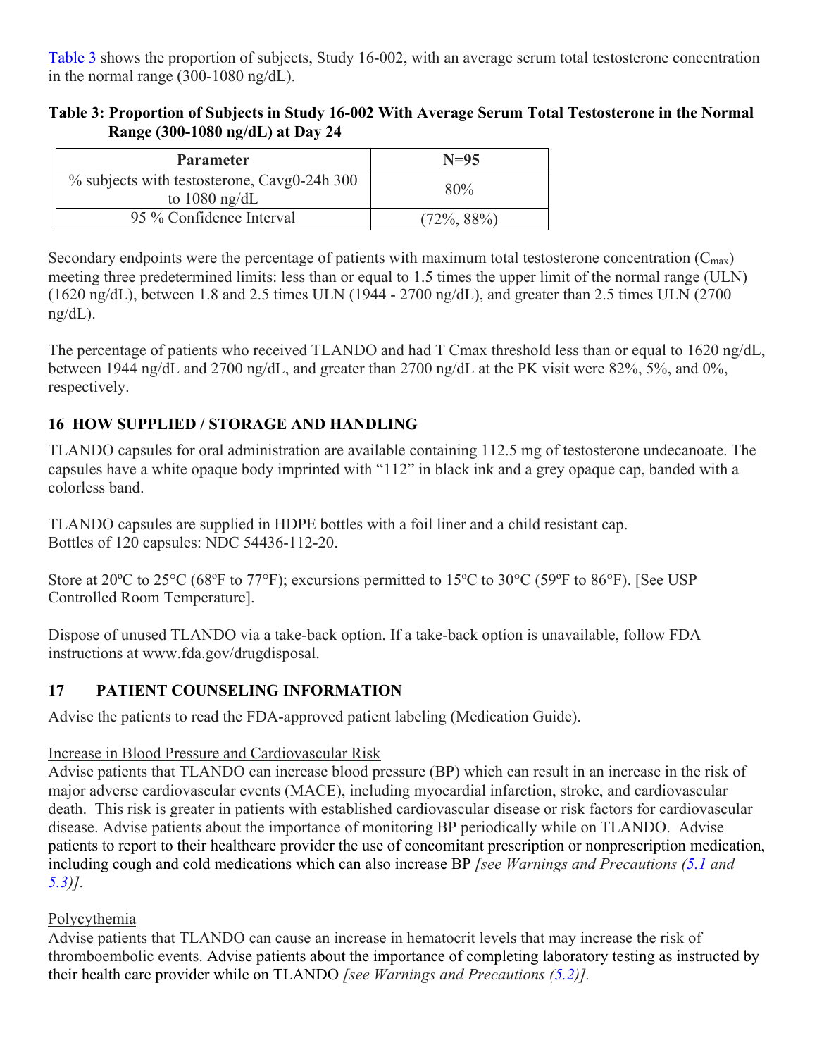Table 3 shows the proportion of subjects, Study 16-002, with an average serum total testosterone concentration in the normal range (300-1080 ng/dL).

**Table 3: Proportion of Subjects in Study 16-002 With Average Serum Total Testosterone in the Normal Range (300-1080 ng/dL) at Day 24**

| Parameter | N=95 |
| --- | --- |
| % subjects with testosterone, Cavg0-24h 300 to 1080 ng/dL | 80% |
| 95 % Confidence Interval | (72%, 88%) |

Secondary endpoints were the percentage of patients with maximum total testosterone concentration ($C_{max}$) meeting three predetermined limits: less than or equal to 1.5 times the upper limit of the normal range (ULN) (1620 ng/dL), between 1.8 and 2.5 times ULN (1944 - 2700 ng/dL), and greater than 2.5 times ULN (2700 ng/dL).

The percentage of patients who received TLANDO and had T Cmax threshold less than or equal to 1620 ng/dL, between 1944 ng/dL and 2700 ng/dL, and greater than 2700 ng/dL at the PK visit were 82%, 5%, and 0%, respectively.

## 16 HOW SUPPLIED / STORAGE AND HANDLING

TLANDO capsules for oral administration are available containing 112.5 mg of testosterone undecanoate. The capsules have a white opaque body imprinted with "112" in black ink and a grey opaque cap, banded with a colorless band.

TLANDO capsules are supplied in HDPE bottles with a foil liner and a child resistant cap.
Bottles of 120 capsules: NDC 54436-112-20.

Store at 20ºC to 25°C (68ºF to 77°F); excursions permitted to 15ºC to 30°C (59ºF to 86°F). [See USP Controlled Room Temperature].

Dispose of unused TLANDO via a take-back option. If a take-back option is unavailable, follow FDA instructions at www.fda.gov/drugdisposal.

## 17 PATIENT COUNSELING INFORMATION

Advise the patients to read the FDA-approved patient labeling (Medication Guide).

Increase in Blood Pressure and Cardiovascular Risk
Advise patients that TLANDO can increase blood pressure (BP) which can result in an increase in the risk of major adverse cardiovascular events (MACE), including myocardial infarction, stroke, and cardiovascular death. This risk is greater in patients with established cardiovascular disease or risk factors for cardiovascular disease. Advise patients about the importance of monitoring BP periodically while on TLANDO. Advise patients to report to their healthcare provider the use of concomitant prescription or nonprescription medication, including cough and cold medications which can also increase BP *[see Warnings and Precautions (5.1 and 5.3)].*

Polycythemia
Advise patients that TLANDO can cause an increase in hematocrit levels that may increase the risk of thromboembolic events. Advise patients about the importance of completing laboratory testing as instructed by their health care provider while on TLANDO *[see Warnings and Precautions (5.2)].*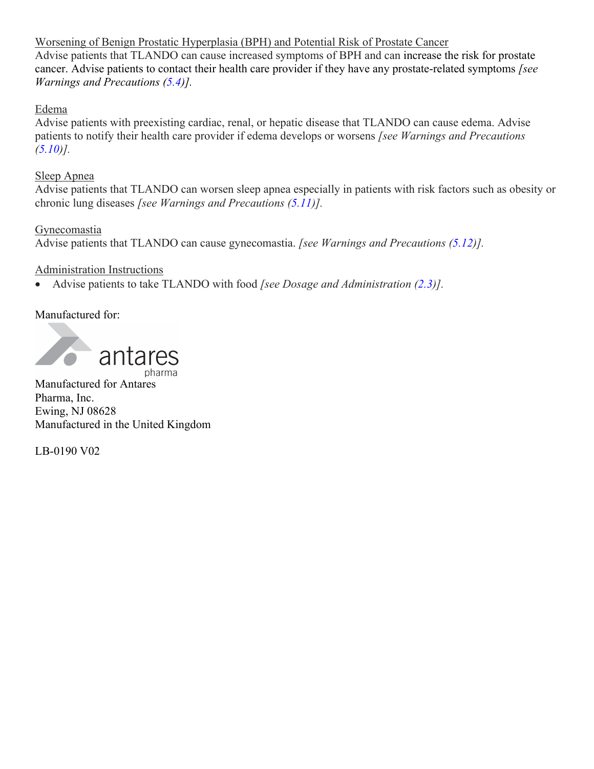Worsening of Benign Prostatic Hyperplasia (BPH) and Potential Risk of Prostate Cancer

Advise patients that TLANDO can cause increased symptoms of BPH and can increase the risk for prostate cancer. Advise patients to contact their health care provider if they have any prostate-related symptoms *[see Warnings and Precautions (5.4)].*

Edema

Advise patients with preexisting cardiac, renal, or hepatic disease that TLANDO can cause edema. Advise patients to notify their health care provider if edema develops or worsens *[see Warnings and Precautions (5.10)].*

Sleep Apnea

Advise patients that TLANDO can worsen sleep apnea especially in patients with risk factors such as obesity or chronic lung diseases *[see Warnings and Precautions (5.11)].*

Gynecomastia

Advise patients that TLANDO can cause gynecomastia. *[see Warnings and Precautions (5.12)].*

Administration Instructions

- Advise patients to take TLANDO with food *[see Dosage and Administration (2.3)].*

Manufactured for:

antares pharma

Manufactured for Antares
Pharma, Inc.
Ewing, NJ 08628
Manufactured in the United Kingdom

LB-0190 V02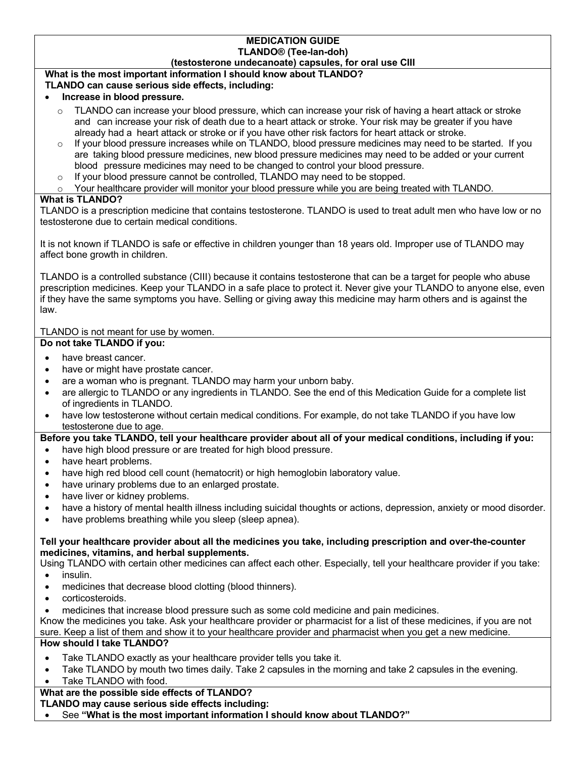**MEDICATION GUIDE**
**TLANDO® (Tee-lan-doh)**
**(testosterone undecanoate) capsules, for oral use CIII**

**What is the most important information I should know about TLANDO?**
**TLANDO can cause serious side effects, including:**

- **Increase in blood pressure.**
  - TLANDO can increase your blood pressure, which can increase your risk of having a heart attack or stroke and can increase your risk of death due to a heart attack or stroke. Your risk may be greater if you have already had a heart attack or stroke or if you have other risk factors for heart attack or stroke.
  - If your blood pressure increases while on TLANDO, blood pressure medicines may need to be started. If you are taking blood pressure medicines, new blood pressure medicines may need to be added or your current blood pressure medicines may need to be changed to control your blood pressure.
  - If your blood pressure cannot be controlled, TLANDO may need to be stopped.
  - Your healthcare provider will monitor your blood pressure while you are being treated with TLANDO.

**What is TLANDO?**
TLANDO is a prescription medicine that contains testosterone. TLANDO is used to treat adult men who have low or no testosterone due to certain medical conditions.

It is not known if TLANDO is safe or effective in children younger than 18 years old. Improper use of TLANDO may affect bone growth in children.

TLANDO is a controlled substance (CIII) because it contains testosterone that can be a target for people who abuse prescription medicines. Keep your TLANDO in a safe place to protect it. Never give your TLANDO to anyone else, even if they have the same symptoms you have. Selling or giving away this medicine may harm others and is against the law.

TLANDO is not meant for use by women.

**Do not take TLANDO if you:**

- have breast cancer.
- have or might have prostate cancer.
- are a woman who is pregnant. TLANDO may harm your unborn baby.
- are allergic to TLANDO or any ingredients in TLANDO. See the end of this Medication Guide for a complete list of ingredients in TLANDO.
- have low testosterone without certain medical conditions. For example, do not take TLANDO if you have low testosterone due to age.

**Before you take TLANDO, tell your healthcare provider about all of your medical conditions, including if you:**

- have high blood pressure or are treated for high blood pressure.
- have heart problems.
- have high red blood cell count (hematocrit) or high hemoglobin laboratory value.
- have urinary problems due to an enlarged prostate.
- have liver or kidney problems.
- have a history of mental health illness including suicidal thoughts or actions, depression, anxiety or mood disorder.
- have problems breathing while you sleep (sleep apnea).

**Tell your healthcare provider about all the medicines you take, including prescription and over-the-counter medicines, vitamins, and herbal supplements.**
Using TLANDO with certain other medicines can affect each other. Especially, tell your healthcare provider if you take:

- insulin.
- medicines that decrease blood clotting (blood thinners).
- corticosteroids.
- medicines that increase blood pressure such as some cold medicine and pain medicines.

Know the medicines you take. Ask your healthcare provider or pharmacist for a list of these medicines, if you are not sure. Keep a list of them and show it to your healthcare provider and pharmacist when you get a new medicine.

**How should I take TLANDO?**

- Take TLANDO exactly as your healthcare provider tells you take it.
- Take TLANDO by mouth two times daily. Take 2 capsules in the morning and take 2 capsules in the evening.
- Take TLANDO with food.

**What are the possible side effects of TLANDO?**
**TLANDO may cause serious side effects including:**

- See **"What is the most important information I should know about TLANDO?"**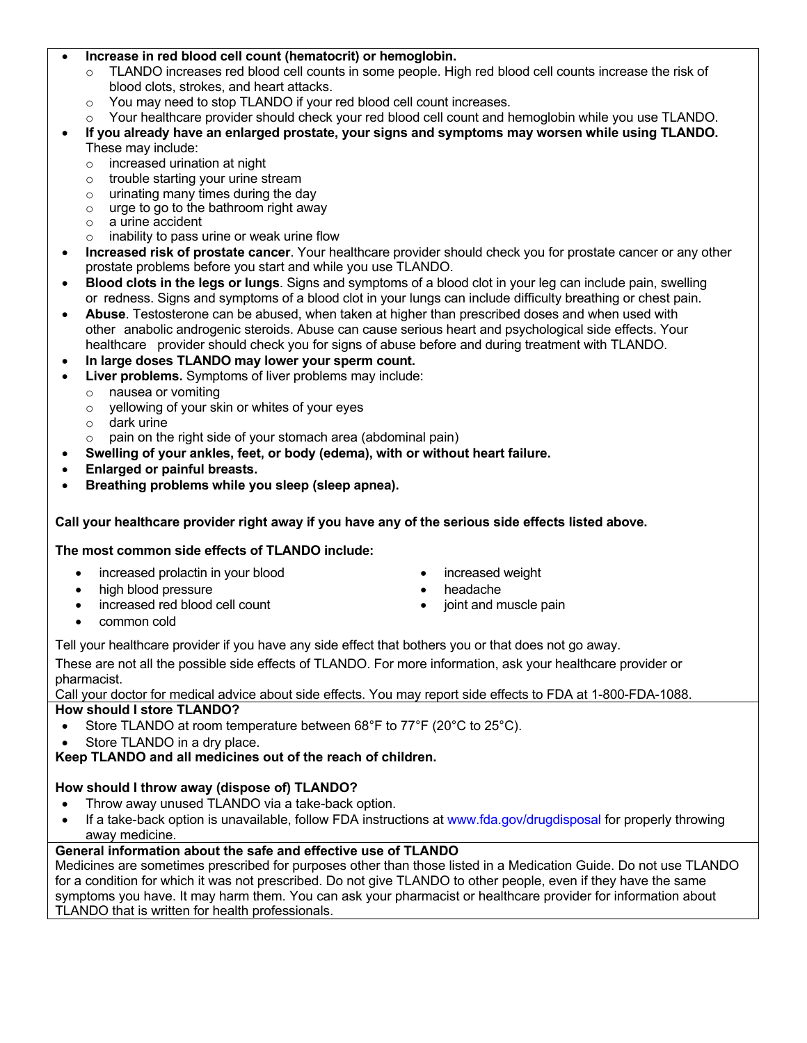- **Increase in red blood cell count (hematocrit) or hemoglobin.**
  - TLANDO increases red blood cell counts in some people. High red blood cell counts increase the risk of blood clots, strokes, and heart attacks.
  - You may need to stop TLANDO if your red blood cell count increases.
  - Your healthcare provider should check your red blood cell count and hemoglobin while you use TLANDO.
- **If you already have an enlarged prostate, your signs and symptoms may worsen while using TLANDO.** These may include:
  - increased urination at night
  - trouble starting your urine stream
  - urinating many times during the day
  - urge to go to the bathroom right away
  - a urine accident
  - inability to pass urine or weak urine flow
- **Increased risk of prostate cancer**. Your healthcare provider should check you for prostate cancer or any other prostate problems before you start and while you use TLANDO.
- **Blood clots in the legs or lungs**. Signs and symptoms of a blood clot in your leg can include pain, swelling or redness. Signs and symptoms of a blood clot in your lungs can include difficulty breathing or chest pain.
- **Abuse**. Testosterone can be abused, when taken at higher than prescribed doses and when used with other anabolic androgenic steroids. Abuse can cause serious heart and psychological side effects. Your healthcare provider should check you for signs of abuse before and during treatment with TLANDO.
- **In large doses TLANDO may lower your sperm count.**
- **Liver problems.** Symptoms of liver problems may include:
  - nausea or vomiting
  - yellowing of your skin or whites of your eyes
  - dark urine
  - pain on the right side of your stomach area (abdominal pain)
- **Swelling of your ankles, feet, or body (edema), with or without heart failure.**
- **Enlarged or painful breasts.**
- **Breathing problems while you sleep (sleep apnea).**

**Call your healthcare provider right away if you have any of the serious side effects listed above.**

**The most common side effects of TLANDO include:**

- increased prolactin in your blood
- high blood pressure
- increased red blood cell count
- common cold
- increased weight
- headache
- joint and muscle pain

Tell your healthcare provider if you have any side effect that bothers you or that does not go away.

These are not all the possible side effects of TLANDO. For more information, ask your healthcare provider or pharmacist.

Call your doctor for medical advice about side effects. You may report side effects to FDA at 1-800-FDA-1088.

**How should I store TLANDO?**

- Store TLANDO at room temperature between 68°F to 77°F (20°C to 25°C).
- Store TLANDO in a dry place.

**Keep TLANDO and all medicines out of the reach of children.**

**How should I throw away (dispose of) TLANDO?**

- Throw away unused TLANDO via a take-back option.
- If a take-back option is unavailable, follow FDA instructions at www.fda.gov/drugdisposal for properly throwing away medicine.

**General information about the safe and effective use of TLANDO**

Medicines are sometimes prescribed for purposes other than those listed in a Medication Guide. Do not use TLANDO for a condition for which it was not prescribed. Do not give TLANDO to other people, even if they have the same symptoms you have. It may harm them. You can ask your pharmacist or healthcare provider for information about TLANDO that is written for health professionals.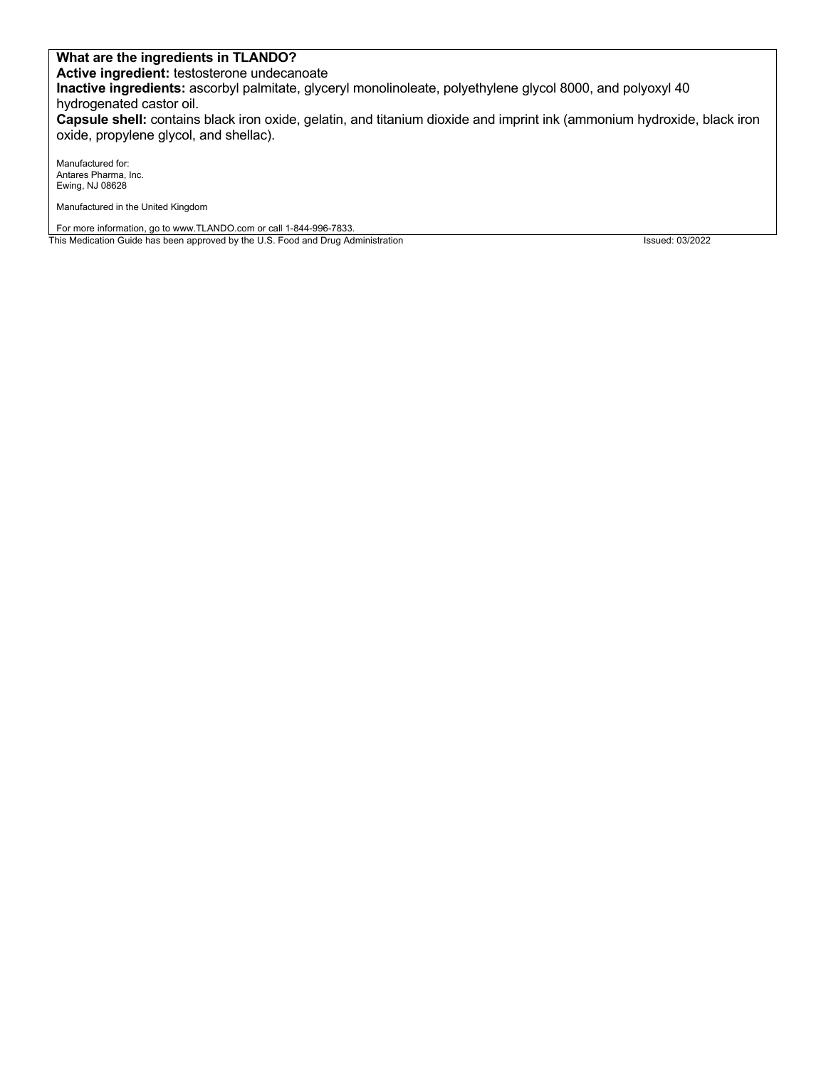**What are the ingredients in TLANDO?**

**Active ingredient:** testosterone undecanoate

**Inactive ingredients:** ascorbyl palmitate, glyceryl monolinoleate, polyethylene glycol 8000, and polyoxyl 40 hydrogenated castor oil.

**Capsule shell:** contains black iron oxide, gelatin, and titanium dioxide and imprint ink (ammonium hydroxide, black iron oxide, propylene glycol, and shellac).

Manufactured for:
Antares Pharma, Inc.
Ewing, NJ 08628

Manufactured in the United Kingdom

For more information, go to www.TLANDO.com or call 1-844-996-7833.

This Medication Guide has been approved by the U.S. Food and Drug Administration

Issued: 03/2022